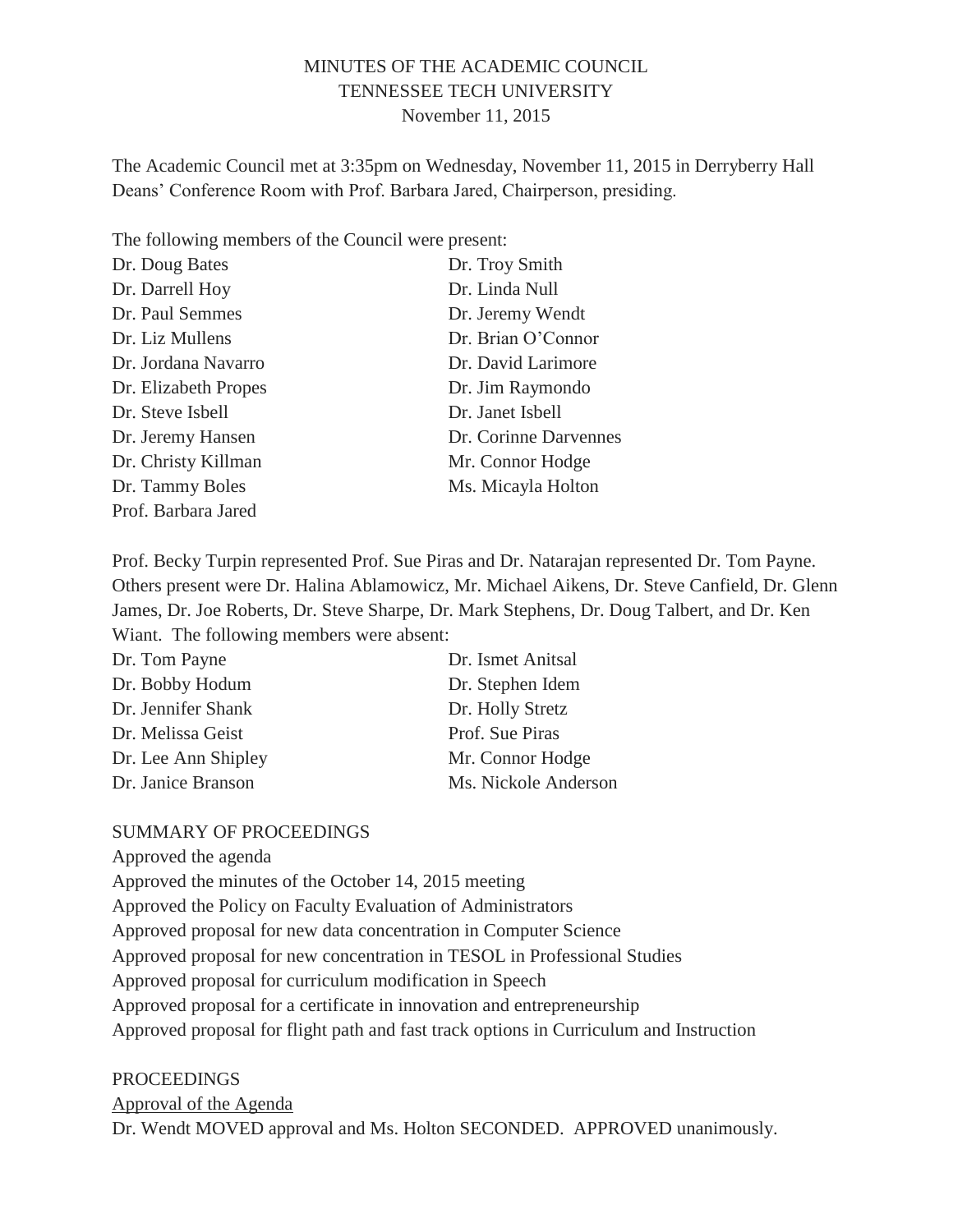# MINUTES OF THE ACADEMIC COUNCIL
## TENNESSEE TECH UNIVERSITY
### November 11, 2015

The Academic Council met at 3:35pm on Wednesday, November 11, 2015 in Derryberry Hall Deans' Conference Room with Prof. Barbara Jared, Chairperson, presiding.

The following members of the Council were present:

| | |
|---|---|
| Dr. Doug Bates | Dr. Troy Smith |
| Dr. Darrell Hoy | Dr. Linda Null |
| Dr. Paul Semmes | Dr. Jeremy Wendt |
| Dr. Liz Mullens | Dr. Brian O'Connor |
| Dr. Jordana Navarro | Dr. David Larimore |
| Dr. Elizabeth Propes | Dr. Jim Raymondo |
| Dr. Steve Isbell | Dr. Janet Isbell |
| Dr. Jeremy Hansen | Dr. Corinne Darvennes |
| Dr. Christy Killman | Mr. Connor Hodge |
| Dr. Tammy Boles | Ms. Micayla Holton |
| Prof. Barbara Jared | |

Prof. Becky Turpin represented Prof. Sue Piras and Dr. Natarajan represented Dr. Tom Payne. Others present were Dr. Halina Ablamowicz, Mr. Michael Aikens, Dr. Steve Canfield, Dr. Glenn James, Dr. Joe Roberts, Dr. Steve Sharpe, Dr. Mark Stephens, Dr. Doug Talbert, and Dr. Ken Wiant. The following members were absent:

| | |
|---|---|
| Dr. Tom Payne | Dr. Ismet Anitsal |
| Dr. Bobby Hodum | Dr. Stephen Idem |
| Dr. Jennifer Shank | Dr. Holly Stretz |
| Dr. Melissa Geist | Prof. Sue Piras |
| Dr. Lee Ann Shipley | Mr. Connor Hodge |
| Dr. Janice Branson | Ms. Nickole Anderson |

SUMMARY OF PROCEEDINGS

Approved the agenda
Approved the minutes of the October 14, 2015 meeting
Approved the Policy on Faculty Evaluation of Administrators
Approved proposal for new data concentration in Computer Science
Approved proposal for new concentration in TESOL in Professional Studies
Approved proposal for curriculum modification in Speech
Approved proposal for a certificate in innovation and entrepreneurship
Approved proposal for flight path and fast track options in Curriculum and Instruction

PROCEEDINGS

Approval of the Agenda

Dr. Wendt MOVED approval and Ms. Holton SECONDED. APPROVED unanimously.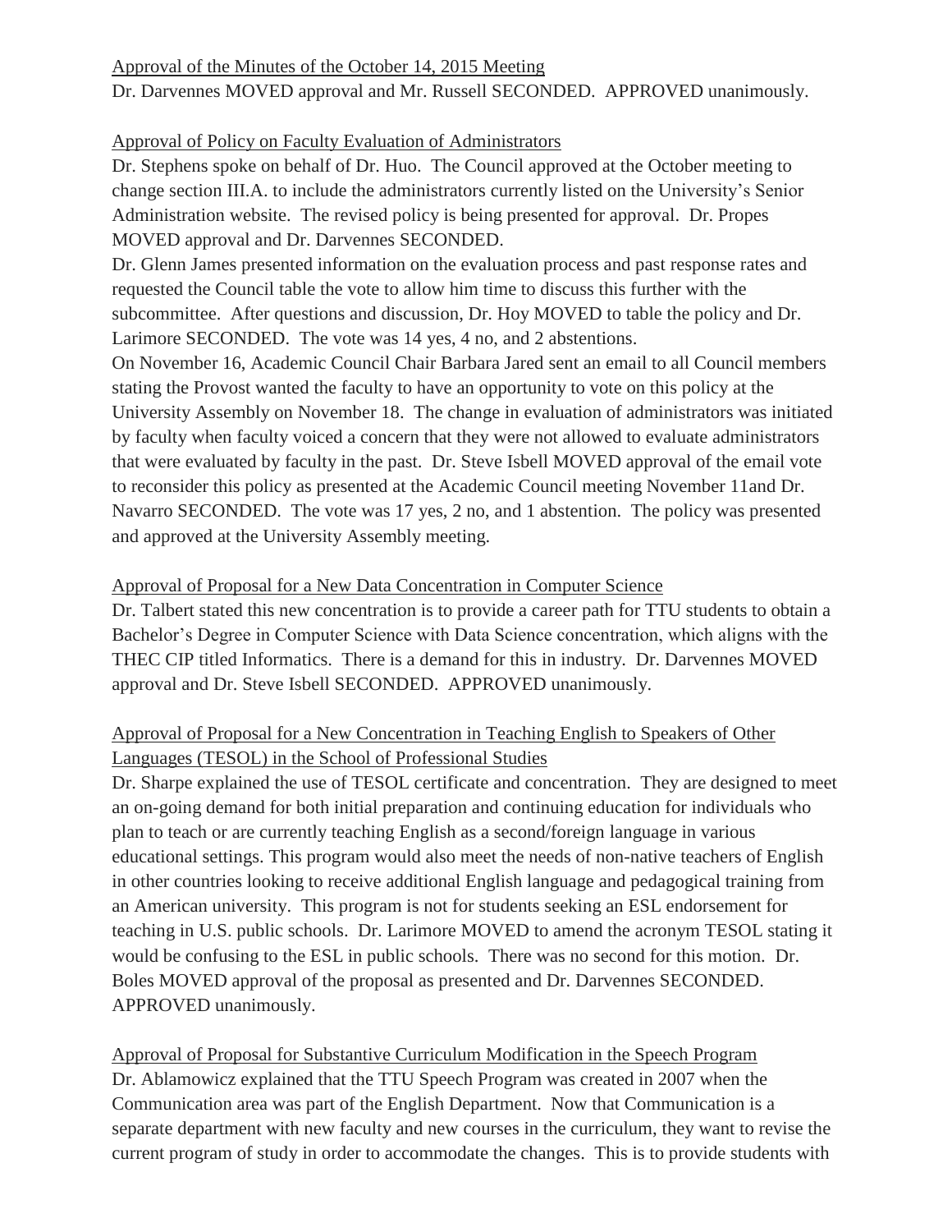<u>Approval of the Minutes of the October 14, 2015 Meeting</u>
Dr. Darvennes MOVED approval and Mr. Russell SECONDED. APPROVED unanimously.

<u>Approval of Policy on Faculty Evaluation of Administrators</u>
Dr. Stephens spoke on behalf of Dr. Huo. The Council approved at the October meeting to change section III.A. to include the administrators currently listed on the University's Senior Administration website. The revised policy is being presented for approval. Dr. Propes MOVED approval and Dr. Darvennes SECONDED.
Dr. Glenn James presented information on the evaluation process and past response rates and requested the Council table the vote to allow him time to discuss this further with the subcommittee. After questions and discussion, Dr. Hoy MOVED to table the policy and Dr. Larimore SECONDED. The vote was 14 yes, 4 no, and 2 abstentions.
On November 16, Academic Council Chair Barbara Jared sent an email to all Council members stating the Provost wanted the faculty to have an opportunity to vote on this policy at the University Assembly on November 18. The change in evaluation of administrators was initiated by faculty when faculty voiced a concern that they were not allowed to evaluate administrators that were evaluated by faculty in the past. Dr. Steve Isbell MOVED approval of the email vote to reconsider this policy as presented at the Academic Council meeting November 11and Dr. Navarro SECONDED. The vote was 17 yes, 2 no, and 1 abstention. The policy was presented and approved at the University Assembly meeting.

<u>Approval of Proposal for a New Data Concentration in Computer Science</u>
Dr. Talbert stated this new concentration is to provide a career path for TTU students to obtain a Bachelor's Degree in Computer Science with Data Science concentration, which aligns with the THEC CIP titled Informatics. There is a demand for this in industry. Dr. Darvennes MOVED approval and Dr. Steve Isbell SECONDED. APPROVED unanimously.

<u>Approval of Proposal for a New Concentration in Teaching English to Speakers of Other Languages (TESOL) in the School of Professional Studies</u>
Dr. Sharpe explained the use of TESOL certificate and concentration. They are designed to meet an on-going demand for both initial preparation and continuing education for individuals who plan to teach or are currently teaching English as a second/foreign language in various educational settings. This program would also meet the needs of non-native teachers of English in other countries looking to receive additional English language and pedagogical training from an American university. This program is not for students seeking an ESL endorsement for teaching in U.S. public schools. Dr. Larimore MOVED to amend the acronym TESOL stating it would be confusing to the ESL in public schools. There was no second for this motion. Dr. Boles MOVED approval of the proposal as presented and Dr. Darvennes SECONDED. APPROVED unanimously.

<u>Approval of Proposal for Substantive Curriculum Modification in the Speech Program</u>
Dr. Ablamowicz explained that the TTU Speech Program was created in 2007 when the Communication area was part of the English Department. Now that Communication is a separate department with new faculty and new courses in the curriculum, they want to revise the current program of study in order to accommodate the changes. This is to provide students with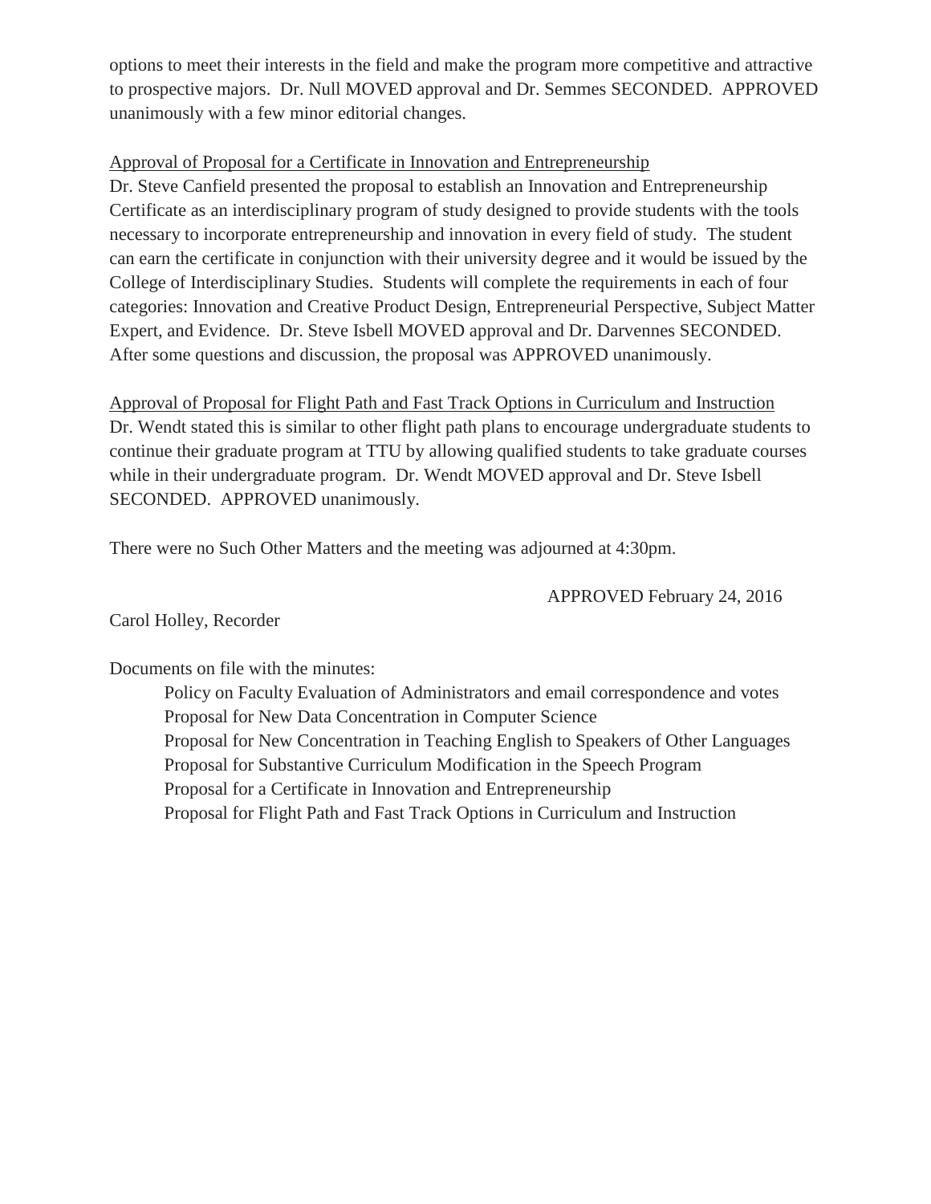options to meet their interests in the field and make the program more competitive and attractive to prospective majors. Dr. Null MOVED approval and Dr. Semmes SECONDED. APPROVED unanimously with a few minor editorial changes.

<u>Approval of Proposal for a Certificate in Innovation and Entrepreneurship</u>

Dr. Steve Canfield presented the proposal to establish an Innovation and Entrepreneurship Certificate as an interdisciplinary program of study designed to provide students with the tools necessary to incorporate entrepreneurship and innovation in every field of study. The student can earn the certificate in conjunction with their university degree and it would be issued by the College of Interdisciplinary Studies. Students will complete the requirements in each of four categories: Innovation and Creative Product Design, Entrepreneurial Perspective, Subject Matter Expert, and Evidence. Dr. Steve Isbell MOVED approval and Dr. Darvennes SECONDED. After some questions and discussion, the proposal was APPROVED unanimously.

<u>Approval of Proposal for Flight Path and Fast Track Options in Curriculum and Instruction</u>

Dr. Wendt stated this is similar to other flight path plans to encourage undergraduate students to continue their graduate program at TTU by allowing qualified students to take graduate courses while in their undergraduate program. Dr. Wendt MOVED approval and Dr. Steve Isbell SECONDED. APPROVED unanimously.

There were no Such Other Matters and the meeting was adjourned at 4:30pm.

APPROVED February 24, 2016

Carol Holley, Recorder

Documents on file with the minutes:

- Policy on Faculty Evaluation of Administrators and email correspondence and votes
- Proposal for New Data Concentration in Computer Science
- Proposal for New Concentration in Teaching English to Speakers of Other Languages
- Proposal for Substantive Curriculum Modification in the Speech Program
- Proposal for a Certificate in Innovation and Entrepreneurship
- Proposal for Flight Path and Fast Track Options in Curriculum and Instruction